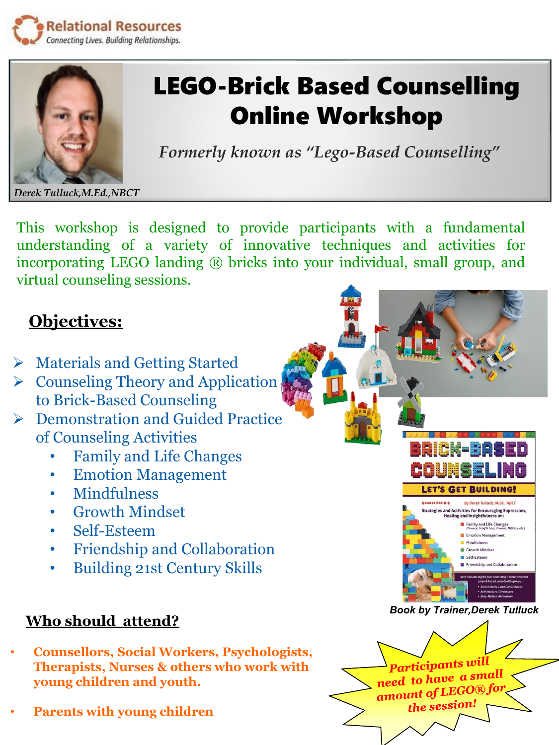Relational Resources

*Connecting Lives. Building Relationships.*

# LEGO-Brick Based Counselling Online Workshop

*Formerly known as "Lego-Based Counselling"*

*Derek Tulluck,M.Ed.,NBCT*

This workshop is designed to provide participants with a fundamental understanding of a variety of innovative techniques and activities for incorporating LEGO landing ® bricks into your individual, small group, and virtual counseling sessions.

## Objectives:

- Materials and Getting Started
- Counseling Theory and Application to Brick-Based Counseling
- Demonstration and Guided Practice of Counseling Activities
  - Family and Life Changes
  - Emotion Management
  - Mindfulness
  - Growth Mindset
  - Self-Esteem
  - Friendship and Collaboration
  - Building 21st Century Skills

**Book by Trainer,Derek Tulluck**

## Who should attend?

- **Counsellors, Social Workers, Psychologists, Therapists, Nurses & others who work with young children and youth.**
- **Parents with young children**

***Participants will need to have a small amount of LEGO® for the session!***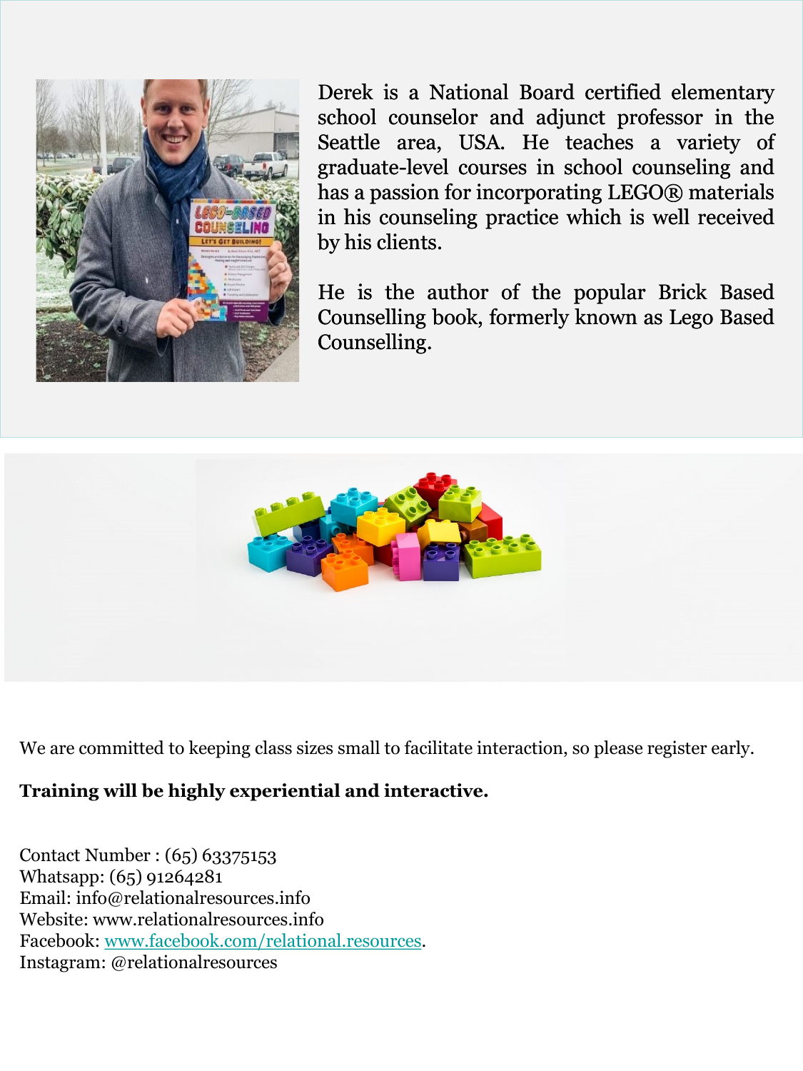Derek is a National Board certified elementary school counselor and adjunct professor in the Seattle area, USA. He teaches a variety of graduate-level courses in school counseling and has a passion for incorporating LEGO® materials in his counseling practice which is well received by his clients.

He is the author of the popular Brick Based Counselling book, formerly known as Lego Based Counselling.

We are committed to keeping class sizes small to facilitate interaction, so please register early.

**Training will be highly experiential and interactive.**

Contact Number : (65) 63375153
Whatsapp: (65) 91264281
Email: info@relationalresources.info
Website: www.relationalresources.info
Facebook: www.facebook.com/relational.resources.
Instagram: @relationalresources